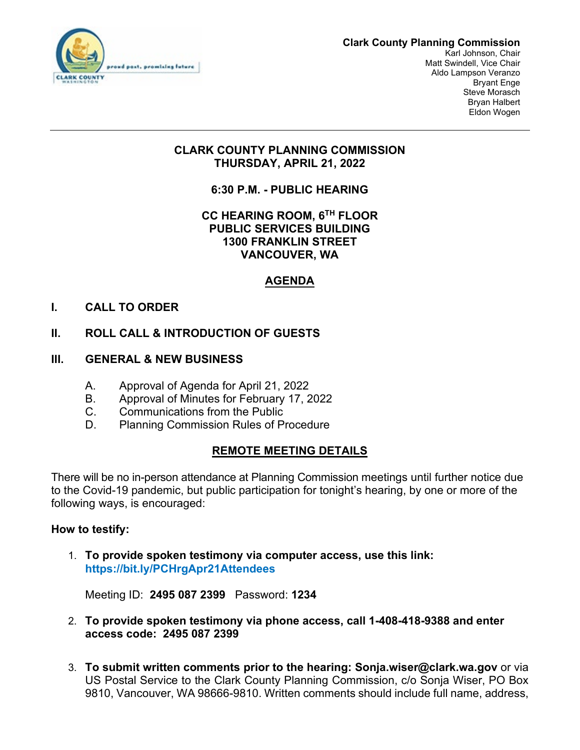**Clark County Planning Commission**
Karl Johnson, Chair
Matt Swindell, Vice Chair
Aldo Lampson Veranzo
Bryant Enge
Steve Morasch
Bryan Halbert
Eldon Wogen

---

# CLARK COUNTY PLANNING COMMISSION
## THURSDAY, APRIL 21, 2022

## 6:30 P.M. - PUBLIC HEARING

**CC HEARING ROOM, 6TH FLOOR**
**PUBLIC SERVICES BUILDING**
**1300 FRANKLIN STREET**
**VANCOUVER, WA**

## AGENDA

**I. CALL TO ORDER**

**II. ROLL CALL & INTRODUCTION OF GUESTS**

**III. GENERAL & NEW BUSINESS**

A. Approval of Agenda for April 21, 2022
B. Approval of Minutes for February 17, 2022
C. Communications from the Public
D. Planning Commission Rules of Procedure

## REMOTE MEETING DETAILS

There will be no in-person attendance at Planning Commission meetings until further notice due to the Covid-19 pandemic, but public participation for tonight's hearing, by one or more of the following ways, is encouraged:

**How to testify:**

1. **To provide spoken testimony via computer access, use this link: https://bit.ly/PCHrgApr21Attendees**

   Meeting ID: **2495 087 2399** Password: **1234**

2. **To provide spoken testimony via phone access, call 1-408-418-9388 and enter access code: 2495 087 2399**

3. **To submit written comments prior to the hearing: Sonja.wiser@clark.wa.gov** or via US Postal Service to the Clark County Planning Commission, c/o Sonja Wiser, PO Box 9810, Vancouver, WA 98666-9810. Written comments should include full name, address,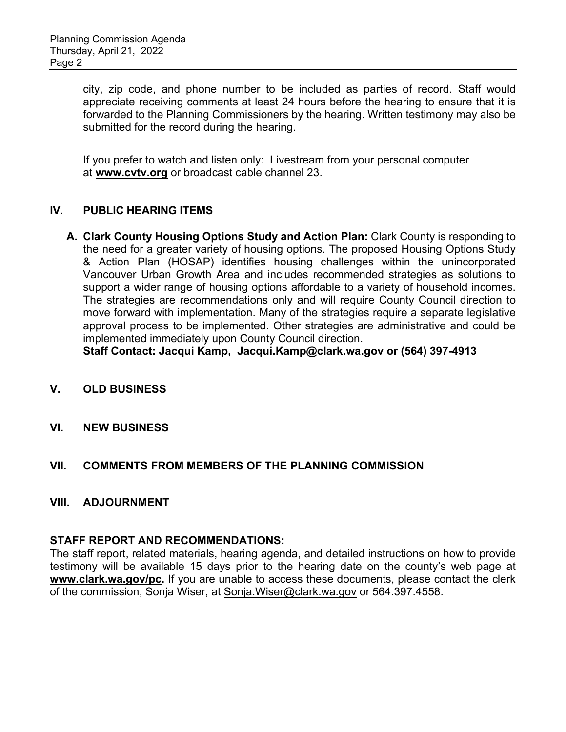city, zip code, and phone number to be included as parties of record. Staff would appreciate receiving comments at least 24 hours before the hearing to ensure that it is forwarded to the Planning Commissioners by the hearing. Written testimony may also be submitted for the record during the hearing.

If you prefer to watch and listen only: Livestream from your personal computer at **www.cvtv.org** or broadcast cable channel 23.

## IV. PUBLIC HEARING ITEMS

**A. Clark County Housing Options Study and Action Plan:** Clark County is responding to the need for a greater variety of housing options. The proposed Housing Options Study & Action Plan (HOSAP) identifies housing challenges within the unincorporated Vancouver Urban Growth Area and includes recommended strategies as solutions to support a wider range of housing options affordable to a variety of household incomes. The strategies are recommendations only and will require County Council direction to move forward with implementation. Many of the strategies require a separate legislative approval process to be implemented. Other strategies are administrative and could be implemented immediately upon County Council direction.
**Staff Contact: Jacqui Kamp, Jacqui.Kamp@clark.wa.gov or (564) 397-4913**

## V. OLD BUSINESS

## VI. NEW BUSINESS

## VII. COMMENTS FROM MEMBERS OF THE PLANNING COMMISSION

## VIII. ADJOURNMENT

**STAFF REPORT AND RECOMMENDATIONS:**
The staff report, related materials, hearing agenda, and detailed instructions on how to provide testimony will be available 15 days prior to the hearing date on the county's web page at **www.clark.wa.gov/pc.** If you are unable to access these documents, please contact the clerk of the commission, Sonja Wiser, at Sonja.Wiser@clark.wa.gov or 564.397.4558.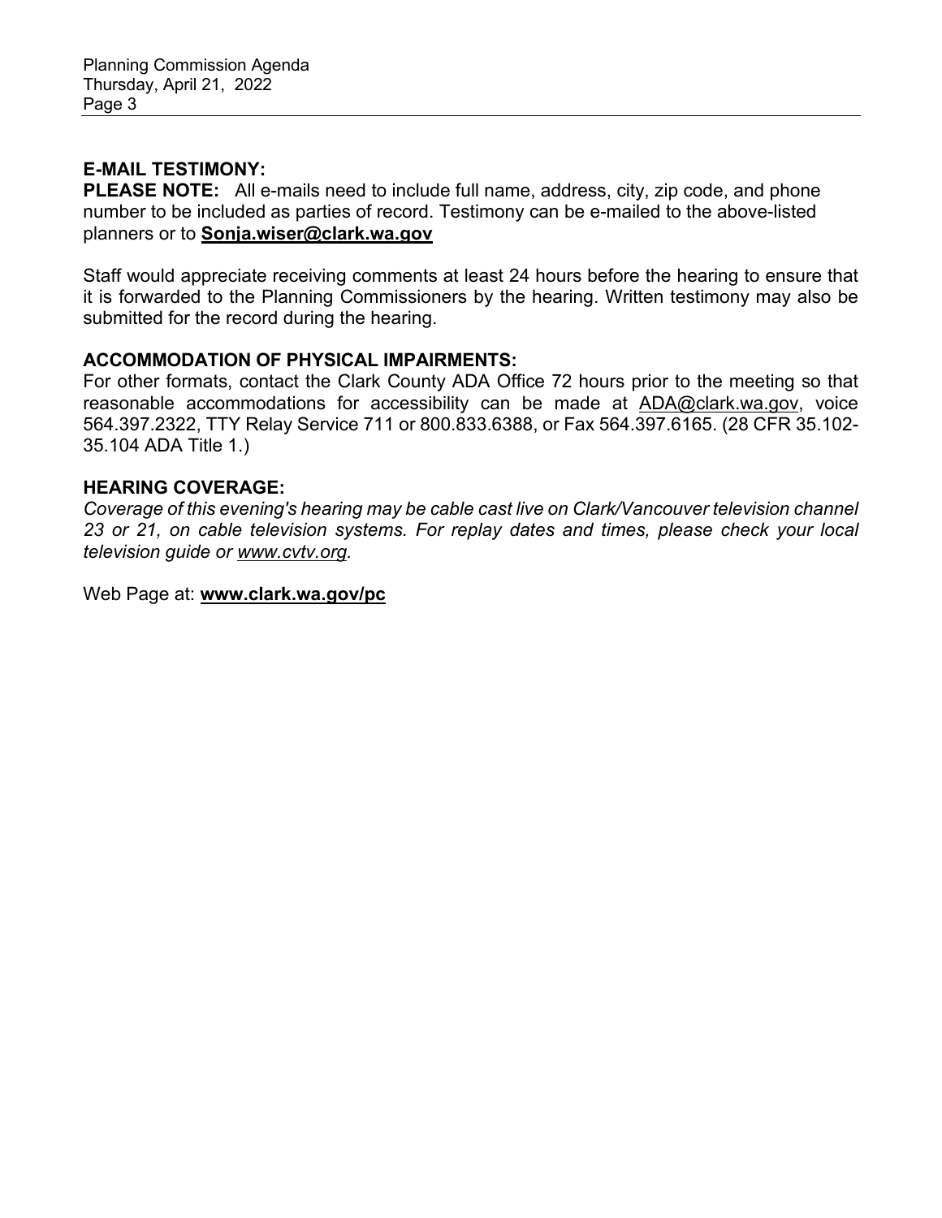**E-MAIL TESTIMONY:**
**PLEASE NOTE:** All e-mails need to include full name, address, city, zip code, and phone number to be included as parties of record. Testimony can be e-mailed to the above-listed planners or to **Sonja.wiser@clark.wa.gov**

Staff would appreciate receiving comments at least 24 hours before the hearing to ensure that it is forwarded to the Planning Commissioners by the hearing. Written testimony may also be submitted for the record during the hearing.

**ACCOMMODATION OF PHYSICAL IMPAIRMENTS:**
For other formats, contact the Clark County ADA Office 72 hours prior to the meeting so that reasonable accommodations for accessibility can be made at ADA@clark.wa.gov, voice 564.397.2322, TTY Relay Service 711 or 800.833.6388, or Fax 564.397.6165. (28 CFR 35.102-35.104 ADA Title 1.)

**HEARING COVERAGE:**
*Coverage of this evening's hearing may be cable cast live on Clark/Vancouver television channel 23 or 21, on cable television systems. For replay dates and times, please check your local television guide or www.cvtv.org.*

Web Page at: **www.clark.wa.gov/pc**